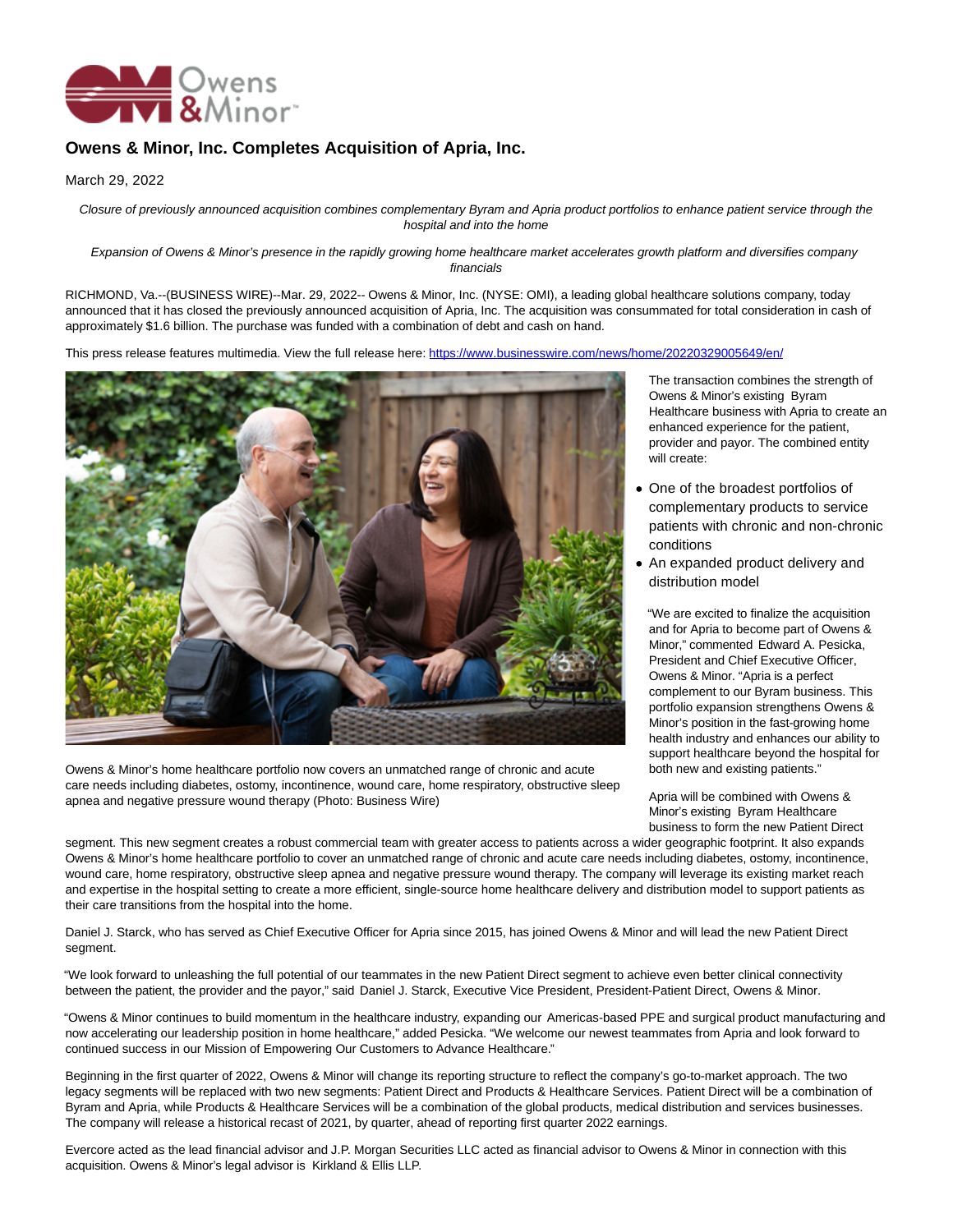# Owens & Minor, Inc. Completes Acquisition of Apria, Inc.

March 29, 2022

*Closure of previously announced acquisition combines complementary Byram and Apria product portfolios to enhance patient service through the hospital and into the home*

*Expansion of Owens & Minor's presence in the rapidly growing home healthcare market accelerates growth platform and diversifies company financials*

RICHMOND, Va.--(BUSINESS WIRE)--Mar. 29, 2022-- Owens & Minor, Inc. (NYSE: OMI), a leading global healthcare solutions company, today announced that it has closed the previously announced acquisition of Apria, Inc. The acquisition was consummated for total consideration in cash of approximately $1.6 billion. The purchase was funded with a combination of debt and cash on hand.

This press release features multimedia. View the full release here: https://www.businesswire.com/news/home/20220329005649/en/

Owens & Minor's home healthcare portfolio now covers an unmatched range of chronic and acute care needs including diabetes, ostomy, incontinence, wound care, home respiratory, obstructive sleep apnea and negative pressure wound therapy (Photo: Business Wire)

The transaction combines the strength of Owens & Minor's existing Byram Healthcare business with Apria to create an enhanced experience for the patient, provider and payor. The combined entity will create:

- One of the broadest portfolios of complementary products to service patients with chronic and non-chronic conditions
- An expanded product delivery and distribution model

"We are excited to finalize the acquisition and for Apria to become part of Owens & Minor," commented Edward A. Pesicka, President and Chief Executive Officer, Owens & Minor. "Apria is a perfect complement to our Byram business. This portfolio expansion strengthens Owens & Minor's position in the fast-growing home health industry and enhances our ability to support healthcare beyond the hospital for both new and existing patients."

Apria will be combined with Owens & Minor's existing Byram Healthcare business to form the new Patient Direct segment. This new segment creates a robust commercial team with greater access to patients across a wider geographic footprint. It also expands Owens & Minor's home healthcare portfolio to cover an unmatched range of chronic and acute care needs including diabetes, ostomy, incontinence, wound care, home respiratory, obstructive sleep apnea and negative pressure wound therapy. The company will leverage its existing market reach and expertise in the hospital setting to create a more efficient, single-source home healthcare delivery and distribution model to support patients as their care transitions from the hospital into the home.

Daniel J. Starck, who has served as Chief Executive Officer for Apria since 2015, has joined Owens & Minor and will lead the new Patient Direct segment.

"We look forward to unleashing the full potential of our teammates in the new Patient Direct segment to achieve even better clinical connectivity between the patient, the provider and the payor," said Daniel J. Starck, Executive Vice President, President-Patient Direct, Owens & Minor.

"Owens & Minor continues to build momentum in the healthcare industry, expanding our Americas-based PPE and surgical product manufacturing and now accelerating our leadership position in home healthcare," added Pesicka. "We welcome our newest teammates from Apria and look forward to continued success in our Mission of Empowering Our Customers to Advance Healthcare."

Beginning in the first quarter of 2022, Owens & Minor will change its reporting structure to reflect the company's go-to-market approach. The two legacy segments will be replaced with two new segments: Patient Direct and Products & Healthcare Services. Patient Direct will be a combination of Byram and Apria, while Products & Healthcare Services will be a combination of the global products, medical distribution and services businesses. The company will release a historical recast of 2021, by quarter, ahead of reporting first quarter 2022 earnings.

Evercore acted as the lead financial advisor and J.P. Morgan Securities LLC acted as financial advisor to Owens & Minor in connection with this acquisition. Owens & Minor's legal advisor is Kirkland & Ellis LLP.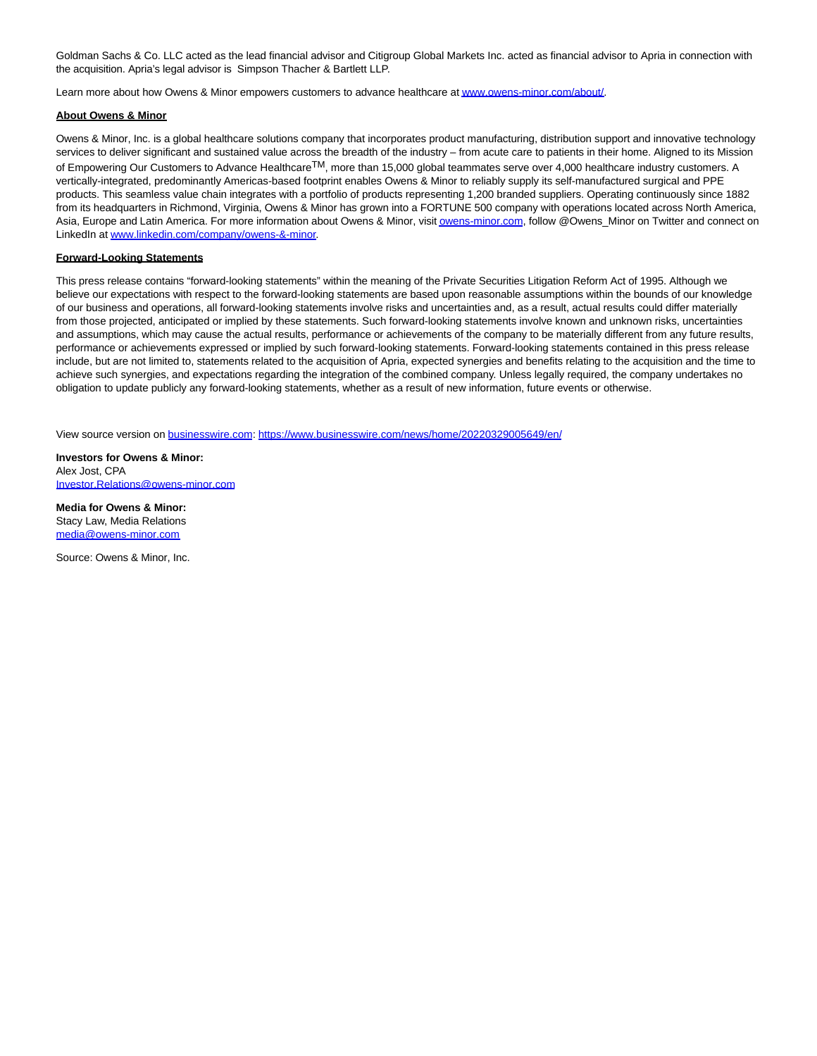Goldman Sachs & Co. LLC acted as the lead financial advisor and Citigroup Global Markets Inc. acted as financial advisor to Apria in connection with the acquisition. Apria's legal advisor is Simpson Thacher & Bartlett LLP.

Learn more about how Owens & Minor empowers customers to advance healthcare at www.owens-minor.com/about/.

**About Owens & Minor**

Owens & Minor, Inc. is a global healthcare solutions company that incorporates product manufacturing, distribution support and innovative technology services to deliver significant and sustained value across the breadth of the industry – from acute care to patients in their home. Aligned to its Mission of Empowering Our Customers to Advance Healthcare™, more than 15,000 global teammates serve over 4,000 healthcare industry customers. A vertically-integrated, predominantly Americas-based footprint enables Owens & Minor to reliably supply its self-manufactured surgical and PPE products. This seamless value chain integrates with a portfolio of products representing 1,200 branded suppliers. Operating continuously since 1882 from its headquarters in Richmond, Virginia, Owens & Minor has grown into a FORTUNE 500 company with operations located across North America, Asia, Europe and Latin America. For more information about Owens & Minor, visit owens-minor.com, follow @Owens_Minor on Twitter and connect on LinkedIn at www.linkedin.com/company/owens-&-minor.

**Forward-Looking Statements**

This press release contains "forward-looking statements" within the meaning of the Private Securities Litigation Reform Act of 1995. Although we believe our expectations with respect to the forward-looking statements are based upon reasonable assumptions within the bounds of our knowledge of our business and operations, all forward-looking statements involve risks and uncertainties and, as a result, actual results could differ materially from those projected, anticipated or implied by these statements. Such forward-looking statements involve known and unknown risks, uncertainties and assumptions, which may cause the actual results, performance or achievements of the company to be materially different from any future results, performance or achievements expressed or implied by such forward-looking statements. Forward-looking statements contained in this press release include, but are not limited to, statements related to the acquisition of Apria, expected synergies and benefits relating to the acquisition and the time to achieve such synergies, and expectations regarding the integration of the combined company. Unless legally required, the company undertakes no obligation to update publicly any forward-looking statements, whether as a result of new information, future events or otherwise.

View source version on businesswire.com: https://www.businesswire.com/news/home/20220329005649/en/

**Investors for Owens & Minor:**
Alex Jost, CPA
Investor.Relations@owens-minor.com

**Media for Owens & Minor:**
Stacy Law, Media Relations
media@owens-minor.com

Source: Owens & Minor, Inc.